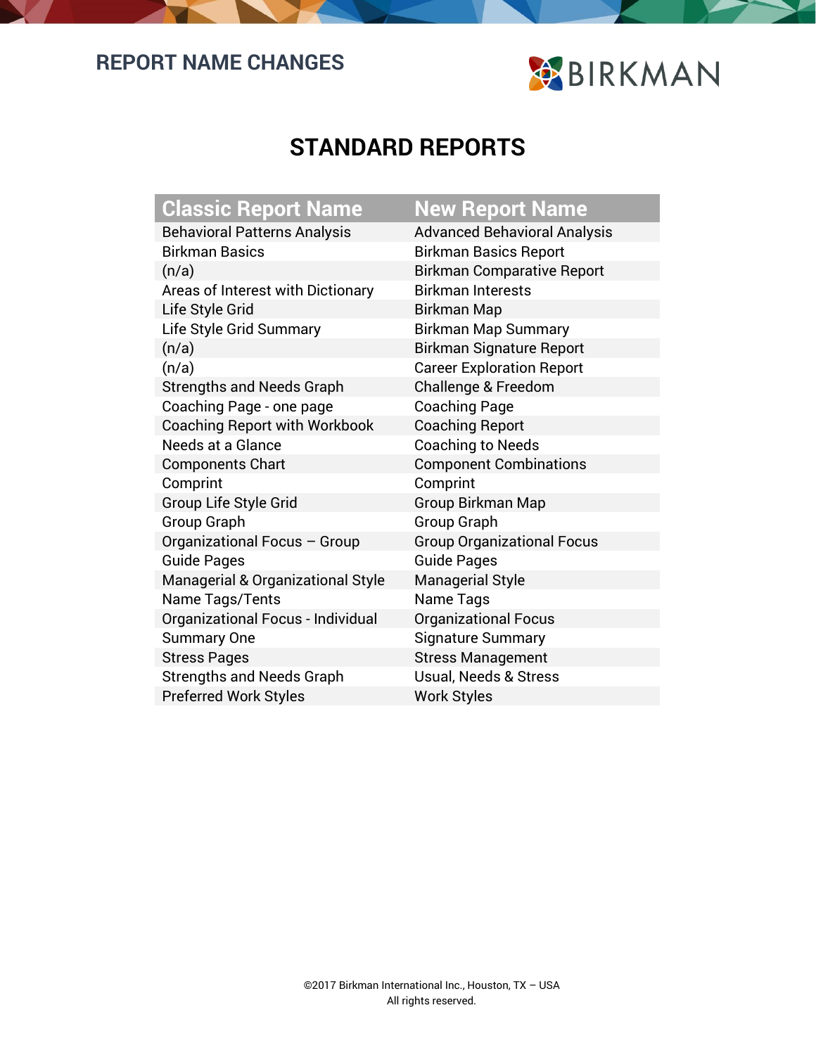# REPORT NAME CHANGES

BIRKMAN

## STANDARD REPORTS

| Classic Report Name | New Report Name |
| --- | --- |
| Behavioral Patterns Analysis | Advanced Behavioral Analysis |
| Birkman Basics | Birkman Basics Report |
| (n/a) | Birkman Comparative Report |
| Areas of Interest with Dictionary | Birkman Interests |
| Life Style Grid | Birkman Map |
| Life Style Grid Summary | Birkman Map Summary |
| (n/a) | Birkman Signature Report |
| (n/a) | Career Exploration Report |
| Strengths and Needs Graph | Challenge & Freedom |
| Coaching Page - one page | Coaching Page |
| Coaching Report with Workbook | Coaching Report |
| Needs at a Glance | Coaching to Needs |
| Components Chart | Component Combinations |
| Comprint | Comprint |
| Group Life Style Grid | Group Birkman Map |
| Group Graph | Group Graph |
| Organizational Focus – Group | Group Organizational Focus |
| Guide Pages | Guide Pages |
| Managerial & Organizational Style | Managerial Style |
| Name Tags/Tents | Name Tags |
| Organizational Focus - Individual | Organizational Focus |
| Summary One | Signature Summary |
| Stress Pages | Stress Management |
| Strengths and Needs Graph | Usual, Needs & Stress |
| Preferred Work Styles | Work Styles |

©2017 Birkman International Inc., Houston, TX – USA
All rights reserved.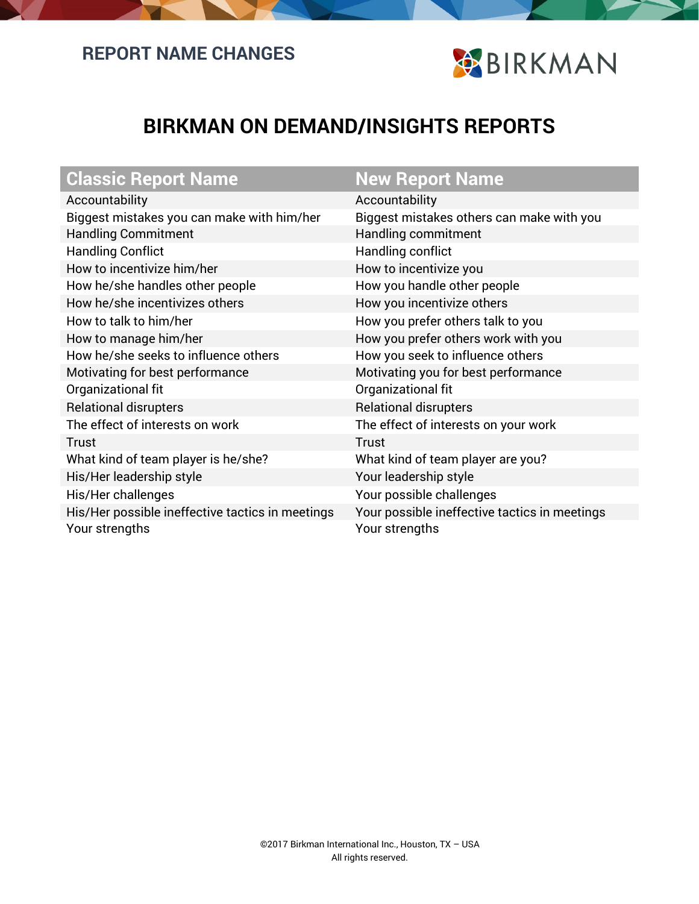REPORT NAME CHANGES

# BIRKMAN ON DEMAND/INSIGHTS REPORTS

| Classic Report Name | New Report Name |
| --- | --- |
| Accountability | Accountability |
| Biggest mistakes you can make with him/her | Biggest mistakes others can make with you |
| Handling Commitment | Handling commitment |
| Handling Conflict | Handling conflict |
| How to incentivize him/her | How to incentivize you |
| How he/she handles other people | How you handle other people |
| How he/she incentivizes others | How you incentivize others |
| How to talk to him/her | How you prefer others talk to you |
| How to manage him/her | How you prefer others work with you |
| How he/she seeks to influence others | How you seek to influence others |
| Motivating for best performance | Motivating you for best performance |
| Organizational fit | Organizational fit |
| Relational disrupters | Relational disrupters |
| The effect of interests on work | The effect of interests on your work |
| Trust | Trust |
| What kind of team player is he/she? | What kind of team player are you? |
| His/Her leadership style | Your leadership style |
| His/Her challenges | Your possible challenges |
| His/Her possible ineffective tactics in meetings | Your possible ineffective tactics in meetings |
| Your strengths | Your strengths |

©2017 Birkman International Inc., Houston, TX – USA
All rights reserved.